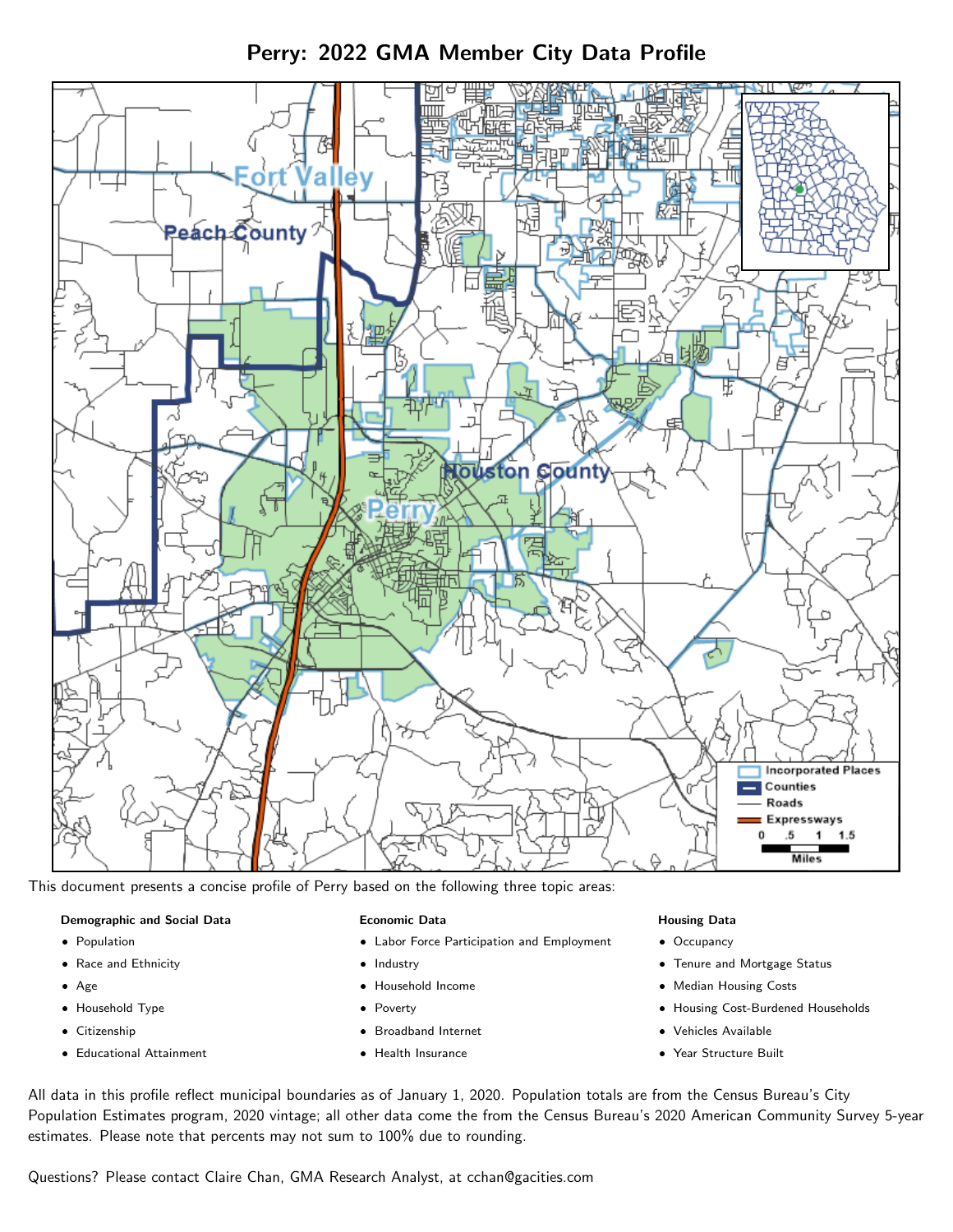# Perry: 2022 GMA Member City Data Profile

This document presents a concise profile of Perry based on the following three topic areas:

**Demographic and Social Data**

- Population
- Race and Ethnicity
- Age
- Household Type
- Citizenship
- Educational Attainment

**Economic Data**

- Labor Force Participation and Employment
- Industry
- Household Income
- Poverty
- Broadband Internet
- Health Insurance

**Housing Data**

- Occupancy
- Tenure and Mortgage Status
- Median Housing Costs
- Housing Cost-Burdened Households
- Vehicles Available
- Year Structure Built

All data in this profile reflect municipal boundaries as of January 1, 2020. Population totals are from the Census Bureau's City Population Estimates program, 2020 vintage; all other data come the from the Census Bureau's 2020 American Community Survey 5-year estimates. Please note that percents may not sum to 100% due to rounding.

Questions? Please contact Claire Chan, GMA Research Analyst, at cchan@gacities.com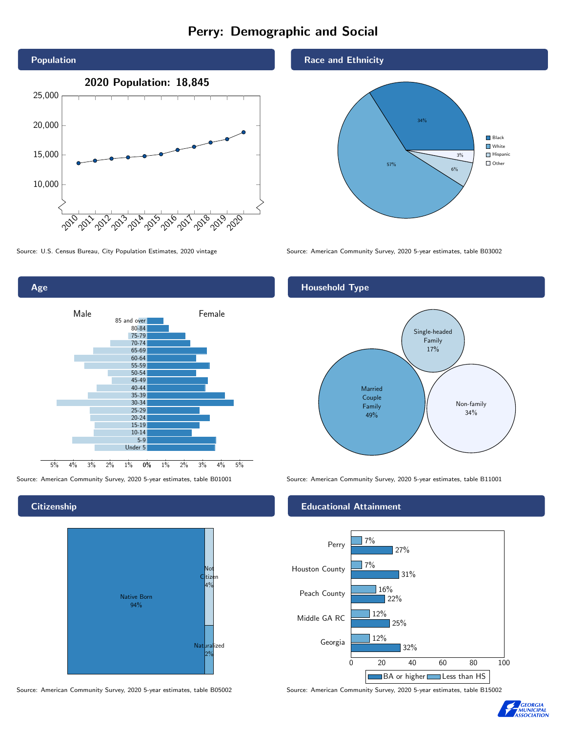# Perry: Demographic and Social

## Population

2020 Population: 18,845

Source: U.S. Census Bureau, City Population Estimates, 2020 vintage

## Race and Ethnicity

| Race/Ethnicity | Percent |
| --- | --- |
| Black | 34% |
| White | 57% |
| Hispanic | 6% |
| Other | 3% |

Source: American Community Survey, 2020 5-year estimates, table B03002

## Age

Male / Female

Age groups: 85 and over, 80-84, 75-79, 70-74, 65-69, 60-64, 55-59, 50-54, 45-49, 40-44, 35-39, 30-34, 25-29, 20-24, 15-19, 10-14, 5-9, Under 5

Source: American Community Survey, 2020 5-year estimates, table B01001

## Household Type

| Household Type | Percent |
| --- | --- |
| Married Couple Family | 49% |
| Single-headed Family | 17% |
| Non-family | 34% |

Source: American Community Survey, 2020 5-year estimates, table B11001

## Citizenship

| Citizenship | Percent |
| --- | --- |
| Native Born | 94% |
| Not Citizen | 4% |
| Naturalized | 2% |

Source: American Community Survey, 2020 5-year estimates, table B05002

## Educational Attainment

| Area | Less than HS | BA or higher |
| --- | --- | --- |
| Perry | 7% | 27% |
| Houston County | 7% | 31% |
| Peach County | 16% | 22% |
| Middle GA RC | 12% | 25% |
| Georgia | 12% | 32% |

Source: American Community Survey, 2020 5-year estimates, table B15002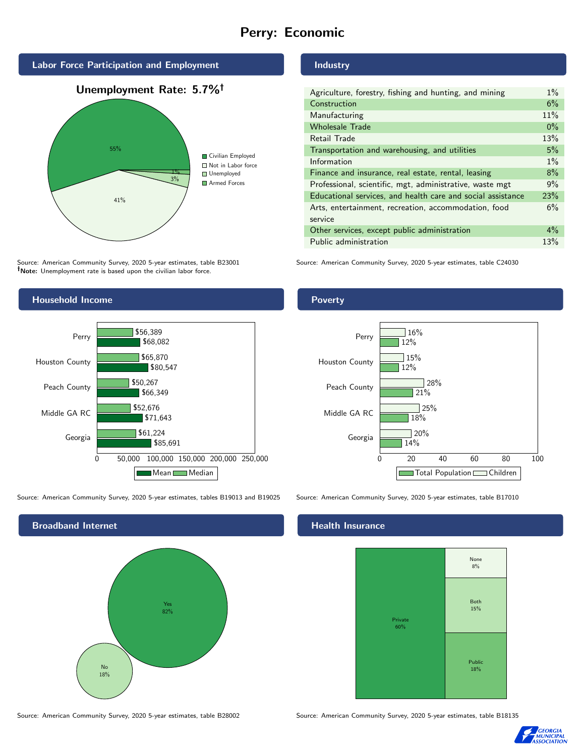# Perry: Economic

## Labor Force Participation and Employment

**Unemployment Rate: 5.7%†**

| Category | Percent |
|---|---|
| Civilian Employed | 55% |
| Not in Labor force | 41% |
| Unemployed | 3% |
| Armed Forces | 1% |

Source: American Community Survey, 2020 5-year estimates, table B23001
**†Note:** Unemployment rate is based upon the civilian labor force.

## Industry

| Industry | Percent |
|---|---|
| Agriculture, forestry, fishing and hunting, and mining | 1% |
| Construction | 6% |
| Manufacturing | 11% |
| Wholesale Trade | 0% |
| Retail Trade | 13% |
| Transportation and warehousing, and utilities | 5% |
| Information | 1% |
| Finance and insurance, real estate, rental, leasing | 8% |
| Professional, scientific, mgt, administrative, waste mgt | 9% |
| Educational services, and health care and social assistance | 23% |
| Arts, entertainment, recreation, accommodation, food service | 6% |
| Other services, except public administration | 4% |
| Public administration | 13% |

Source: American Community Survey, 2020 5-year estimates, table C24030

## Household Income

| Area | Median | Mean |
|---|---|---|
| Perry | $56,389 | $68,082 |
| Houston County | $65,870 | $80,547 |
| Peach County | $50,267 | $66,349 |
| Middle GA RC | $52,676 | $71,643 |
| Georgia | $61,224 | $85,691 |

Source: American Community Survey, 2020 5-year estimates, tables B19013 and B19025

## Poverty

| Area | Children | Total Population |
|---|---|---|
| Perry | 16% | 12% |
| Houston County | 15% | 12% |
| Peach County | 28% | 21% |
| Middle GA RC | 25% | 18% |
| Georgia | 20% | 14% |

Source: American Community Survey, 2020 5-year estimates, table B17010

## Broadband Internet

| Response | Percent |
|---|---|
| Yes | 82% |
| No | 18% |

Source: American Community Survey, 2020 5-year estimates, table B28002

## Health Insurance

| Type | Percent |
|---|---|
| Private | 60% |
| Public | 18% |
| Both | 15% |
| None | 8% |

Source: American Community Survey, 2020 5-year estimates, table B18135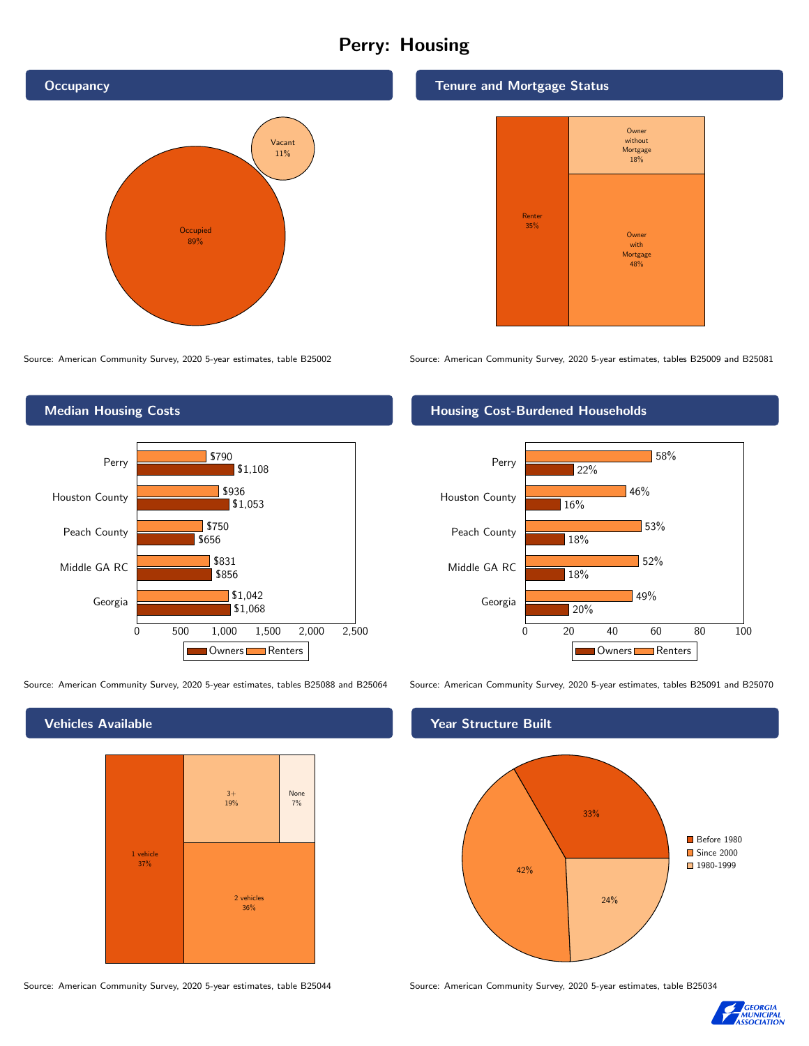# Perry: Housing

## Occupancy

Vacant
11%

Occupied
89%

Source: American Community Survey, 2020 5-year estimates, table B25002

## Tenure and Mortgage Status

Renter
35%

Owner without Mortgage
18%

Owner with Mortgage
48%

Source: American Community Survey, 2020 5-year estimates, tables B25009 and B25081

## Median Housing Costs

Perry
$790
$1,108

Houston County
$936
$1,053

Peach County
$750
$656

Middle GA RC
$831
$856

Georgia
$1,042
$1,068

0 500 1,000 1,500 2,000 2,500

Owners Renters

Source: American Community Survey, 2020 5-year estimates, tables B25088 and B25064

## Housing Cost-Burdened Households

Perry
58%
22%

Houston County
46%
16%

Peach County
53%
18%

Middle GA RC
52%
18%

Georgia
49%
20%

0 20 40 60 80 100

Owners Renters

Source: American Community Survey, 2020 5-year estimates, tables B25091 and B25070

## Vehicles Available

1 vehicle
37%

3+
19%

None
7%

2 vehicles
36%

Source: American Community Survey, 2020 5-year estimates, table B25044

## Year Structure Built

33%

42%

24%

Before 1980
Since 2000
1980-1999

Source: American Community Survey, 2020 5-year estimates, table B25034

GEORGIA MUNICIPAL ASSOCIATION